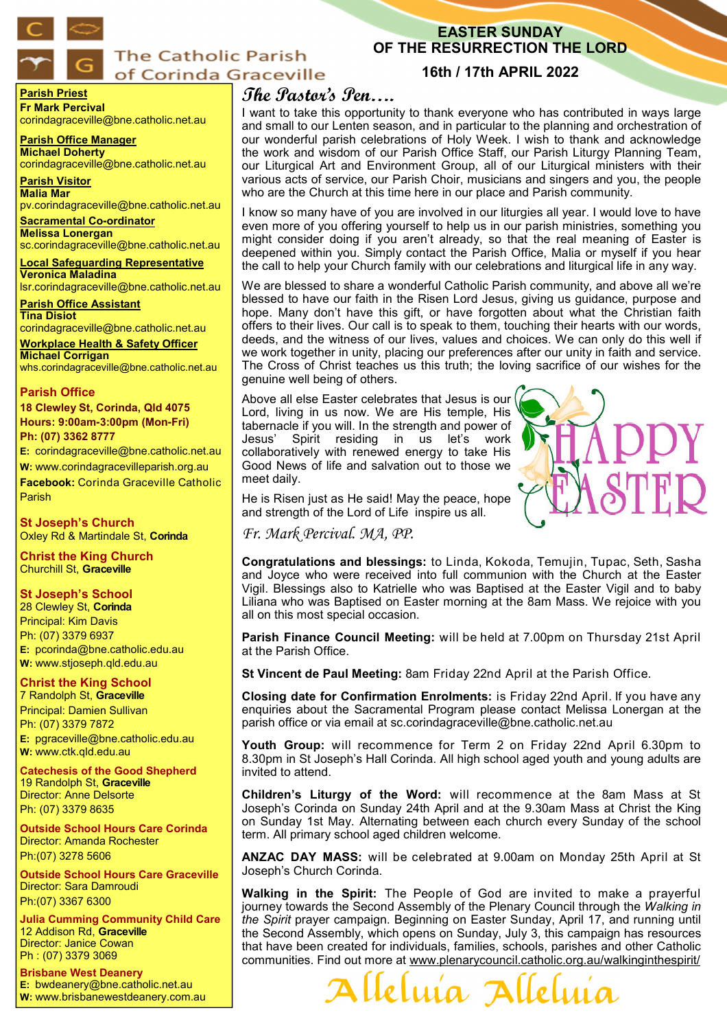# The Catholic Parish of Corinda Graceville

## EASTER SUNDAY OF THE RESURRECTION THE LORD

**16th / 17th APRIL 2022**

**Parish Priest**
**Fr Mark Percival**
corindagraceville@bne.catholic.net.au

**Parish Office Manager**
**Michael Doherty**
corindagraceville@bne.catholic.net.au

**Parish Visitor**
**Malia Mar**
pv.corindagraceville@bne.catholic.net.au

**Sacramental Co-ordinator**
**Melissa Lonergan**
sc.corindagraceville@bne.catholic.net.au

**Local Safeguarding Representative**
**Veronica Maladina**
lsr.corindagraceville@bne.catholic.net.au

**Parish Office Assistant**
**Tina Disiot**
corindagraceville@bne.catholic.net.au

**Workplace Health & Safety Officer**
**Michael Corrigan**
whs.corindagraceville@bne.catholic.net.au

**Parish Office**
**18 Clewley St, Corinda, Qld 4075**
**Hours: 9:00am-3:00pm (Mon-Fri)**
**Ph: (07) 3362 8777**
**E:** corindagraceville@bne.catholic.net.au
**W:** www.corindagracevilleparish.org.au
**Facebook:** Corinda Graceville Catholic Parish

**St Joseph's Church**
Oxley Rd & Martindale St, **Corinda**

**Christ the King Church**
Churchill St, **Graceville**

**St Joseph's School**
28 Clewley St, **Corinda**
Principal: Kim Davis
Ph: (07) 3379 6937
**E:** pcorinda@bne.catholic.edu.au
**W:** www.stjoseph.qld.edu.au

**Christ the King School**
7 Randolph St, **Graceville**
Principal: Damien Sullivan
Ph: (07) 3379 7872
**E:** pgraceville@bne.catholic.edu.au
**W:** www.ctk.qld.edu.au

**Catechesis of the Good Shepherd**
19 Randolph St, **Graceville**
Director: Anne Delsorte
Ph: (07) 3379 8635

**Outside School Hours Care Corinda**
Director: Amanda Rochester
Ph:(07) 3278 5606

**Outside School Hours Care Graceville**
Director: Sara Damroudi
Ph:(07) 3367 6300

**Julia Cumming Community Child Care**
12 Addison Rd, **Graceville**
Director: Janice Cowan
Ph : (07) 3379 3069

**Brisbane West Deanery**
**E:** bwdeanery@bne.catholic.net.au
**W:** www.brisbanewestdeanery.com.au

## *The Pastor's Pen….*

I want to take this opportunity to thank everyone who has contributed in ways large and small to our Lenten season, and in particular to the planning and orchestration of our wonderful parish celebrations of Holy Week. I wish to thank and acknowledge the work and wisdom of our Parish Office Staff, our Parish Liturgy Planning Team, our Liturgical Art and Environment Group, all of our Liturgical ministers with their various acts of service, our Parish Choir, musicians and singers and you, the people who are the Church at this time here in our place and Parish community.

I know so many have of you are involved in our liturgies all year. I would love to have even more of you offering yourself to help us in our parish ministries, something you might consider doing if you aren't already, so that the real meaning of Easter is deepened within you. Simply contact the Parish Office, Malia or myself if you hear the call to help your Church family with our celebrations and liturgical life in any way.

We are blessed to share a wonderful Catholic Parish community, and above all we're blessed to have our faith in the Risen Lord Jesus, giving us guidance, purpose and hope. Many don't have this gift, or have forgotten about what the Christian faith offers to their lives. Our call is to speak to them, touching their hearts with our words, deeds, and the witness of our lives, values and choices. We can only do this well if we work together in unity, placing our preferences after our unity in faith and service. The Cross of Christ teaches us this truth; the loving sacrifice of our wishes for the genuine well being of others.

Above all else Easter celebrates that Jesus is our Lord, living in us now. We are His temple, His tabernacle if you will. In the strength and power of Jesus' Spirit residing in us let's work collaboratively with renewed energy to take His Good News of life and salvation out to those we meet daily.

He is Risen just as He said! May the peace, hope and strength of the Lord of Life inspire us all.

*Fr. Mark Percival. MA, PP.*

HAPPY EASTER

**Congratulations and blessings:** to Linda, Kokoda, Temujin, Tupac, Seth, Sasha and Joyce who were received into full communion with the Church at the Easter Vigil. Blessings also to Katrielle who was Baptised at the Easter Vigil and to baby Liliana who was Baptised on Easter morning at the 8am Mass. We rejoice with you all on this most special occasion.

**Parish Finance Council Meeting:** will be held at 7.00pm on Thursday 21st April at the Parish Office.

**St Vincent de Paul Meeting:** 8am Friday 22nd April at the Parish Office.

**Closing date for Confirmation Enrolments:** is Friday 22nd April. If you have any enquiries about the Sacramental Program please contact Melissa Lonergan at the parish office or via email at sc.corindagraceville@bne.catholic.net.au

**Youth Group:** will recommence for Term 2 on Friday 22nd April 6.30pm to 8.30pm in St Joseph's Hall Corinda. All high school aged youth and young adults are invited to attend.

**Children's Liturgy of the Word:** will recommence at the 8am Mass at St Joseph's Corinda on Sunday 24th April and at the 9.30am Mass at Christ the King on Sunday 1st May. Alternating between each church every Sunday of the school term. All primary school aged children welcome.

**ANZAC DAY MASS:** will be celebrated at 9.00am on Monday 25th April at St Joseph's Church Corinda.

**Walking in the Spirit:** The People of God are invited to make a prayerful journey towards the Second Assembly of the Plenary Council through the *Walking in the Spirit* prayer campaign. Beginning on Easter Sunday, April 17, and running until the Second Assembly, which opens on Sunday, July 3, this campaign has resources that have been created for individuals, families, schools, parishes and other Catholic communities. Find out more at www.plenarycouncil.catholic.org.au/walkinginthespirit/

Alleluia Alleluia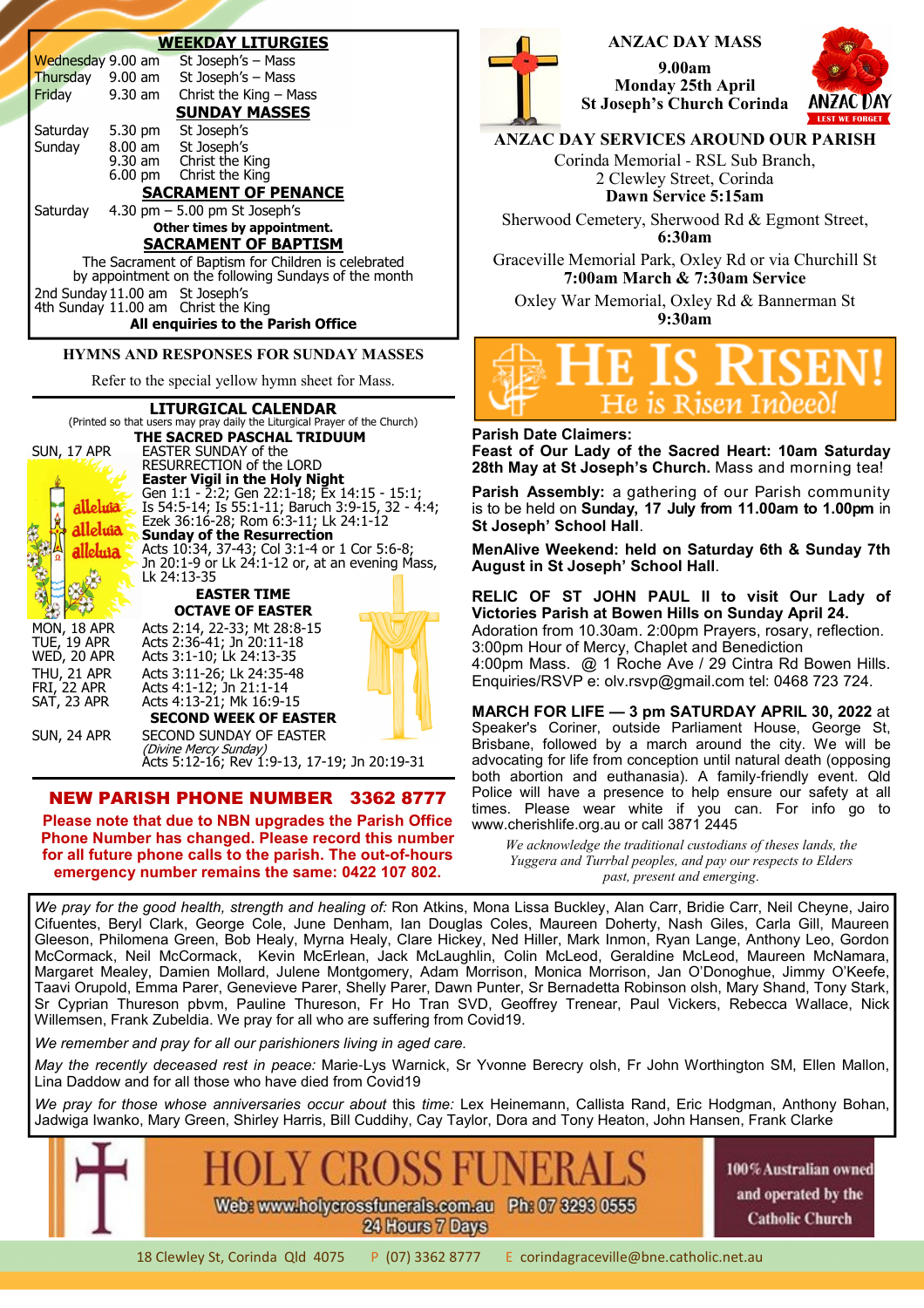## WEEKDAY LITURGIES

| | | |
|---|---|---|
| Wednesday | 9.00 am | St Joseph's – Mass |
| Thursday | 9.00 am | St Joseph's – Mass |
| Friday | 9.30 am | Christ the King – Mass |

## SUNDAY MASSES

| | | |
|---|---|---|
| Saturday | 5.30 pm | St Joseph's |
| Sunday | 8.00 am | St Joseph's |
| | 9.30 am | Christ the King |
| | 6.00 pm | Christ the King |

## SACRAMENT OF PENANCE

Saturday 4.30 pm – 5.00 pm St Joseph's

**Other times by appointment.**

## SACRAMENT OF BAPTISM

The Sacrament of Baptism for Children is celebrated by appointment on the following Sundays of the month

2nd Sunday 11.00 am St Joseph's
4th Sunday 11.00 am Christ the King

**All enquiries to the Parish Office**

### HYMNS AND RESPONSES FOR SUNDAY MASSES

Refer to the special yellow hymn sheet for Mass.

## LITURGICAL CALENDAR

(Printed so that users may pray daily the Liturgical Prayer of the Church)

### THE SACRED PASCHAL TRIDUUM

SUN, 17 APR — EASTER SUNDAY of the RESURRECTION of the LORD

**Easter Vigil in the Holy Night**
Gen 1:1 - 2:2; Gen 22:1-18; Ex 14:15 - 15:1; Is 54:5-14; Is 55:1-11; Baruch 3:9-15, 32 - 4:4; Ezek 36:16-28; Rom 6:3-11; Lk 24:1-12

**Sunday of the Resurrection**
Acts 10:34, 37-43; Col 3:1-4 or 1 Cor 5:6-8; Jn 20:1-9 or Lk 24:1-12 or, at an evening Mass, Lk 24:13-35

### EASTER TIME
### OCTAVE OF EASTER

| | |
|---|---|
| MON, 18 APR | Acts 2:14, 22-33; Mt 28:8-15 |
| TUE, 19 APR | Acts 2:36-41; Jn 20:11-18 |
| WED, 20 APR | Acts 3:1-10; Lk 24:13-35 |
| THU, 21 APR | Acts 3:11-26; Lk 24:35-48 |
| FRI, 22 APR | Acts 4:1-12; Jn 21:1-14 |
| SAT, 23 APR | Acts 4:13-21; Mk 16:9-15 |

### SECOND WEEK OF EASTER

SUN, 24 APR — SECOND SUNDAY OF EASTER
*(Divine Mercy Sunday)*
Acts 5:12-16; Rev 1:9-13, 17-19; Jn 20:19-31

## NEW PARISH PHONE NUMBER 3362 8777

**Please note that due to NBN upgrades the Parish Office Phone Number has changed. Please record this number for all future phone calls to the parish. The out-of-hours emergency number remains the same: 0422 107 802.**

## ANZAC DAY MASS

**9.00am**
**Monday 25th April**
**St Joseph's Church Corinda**

ANZAC DAY
LEST WE FORGET

## ANZAC DAY SERVICES AROUND OUR PARISH

Corinda Memorial - RSL Sub Branch,
2 Clewley Street, Corinda
**Dawn Service 5:15am**

Sherwood Cemetery, Sherwood Rd & Egmont Street,
**6:30am**

Graceville Memorial Park, Oxley Rd or via Churchill St
**7:00am March & 7:30am Service**

Oxley War Memorial, Oxley Rd & Bannerman St
**9:30am**

# HE IS RISEN!
He is Risen Indeed!

**Parish Date Claimers:**

**Feast of Our Lady of the Sacred Heart: 10am Saturday 28th May at St Joseph's Church.** Mass and morning tea!

**Parish Assembly:** a gathering of our Parish community is to be held on **Sunday, 17 July from 11.00am to 1.00pm** in **St Joseph' School Hall**.

**MenAlive Weekend: held on Saturday 6th & Sunday 7th August in St Joseph' School Hall**.

**RELIC OF ST JOHN PAUL II to visit Our Lady of Victories Parish at Bowen Hills on Sunday April 24.** Adoration from 10.30am. 2:00pm Prayers, rosary, reflection. 3:00pm Hour of Mercy, Chaplet and Benediction 4:00pm Mass. @ 1 Roche Ave / 29 Cintra Rd Bowen Hills. Enquiries/RSVP e: olv.rsvp@gmail.com tel: 0468 723 724.

**MARCH FOR LIFE — 3 pm SATURDAY APRIL 30, 2022** at Speaker's Coriner, outside Parliament House, George St, Brisbane, followed by a march around the city. We will be advocating for life from conception until natural death (opposing both abortion and euthanasia). A family-friendly event. Qld Police will have a presence to help ensure our safety at all times. Please wear white if you can. For info go to www.cherishlife.org.au or call 3871 2445

*We acknowledge the traditional custodians of theses lands, the Yuggera and Turrbal peoples, and pay our respects to Elders past, present and emerging.*

*We pray for the good health, strength and healing of:* Ron Atkins, Mona Lissa Buckley, Alan Carr, Bridie Carr, Neil Cheyne, Jairo Cifentes, Beryl Clark, George Cole, June Denham, Ian Douglas Coles, Maureen Doherty, Nash Giles, Carla Gill, Maureen Gleeson, Philomena Green, Bob Healy, Myrna Healy, Clare Hickey, Ned Hiller, Mark Inmon, Ryan Lange, Anthony Leo, Gordon McCormack, Neil McCormack, Kevin McErlean, Jack McLaughlin, Colin McLeod, Geraldine McLeod, Maureen McNamara, Margaret Mealey, Damien Mollard, Julene Montgomery, Adam Morrison, Monica Morrison, Jan O'Donoghue, Jimmy O'Keefe, Taavi Orupold, Emma Parer, Genevieve Parer, Shelly Parer, Dawn Punter, Sr Bernadetta Robinson olsh, Mary Shand, Tony Stark, Sr Cyprian Thureson pbvm, Pauline Thureson, Fr Ho Tran SVD, Geoffrey Trenear, Paul Vickers, Rebecca Wallace, Nick Willemsen, Frank Zubeldia. We pray for all who are suffering from Covid19.

*We remember and pray for all our parishioners living in aged care.*

*May the recently deceased rest in peace:* Marie-Lys Warnick, Sr Yvonne Berecry olsh, Fr John Worthington SM, Ellen Mallon, Lina Daddow and for all those who have died from Covid19

*We pray for those whose anniversaries occur about* this *time:* Lex Heinemann, Callista Rand, Eric Hodgman, Anthony Bohan, Jadwiga Iwanko, Mary Green, Shirley Harris, Bill Cuddihy, Cay Taylor, Dora and Tony Heaton, John Hansen, Frank Clarke

HOLY CROSS FUNERALS
Web: www.holycrossfunerals.com.au Ph: 07 3293 0555
24 Hours 7 Days
100% Australian owned and operated by the Catholic Church

18 Clewley St, Corinda Qld 4075 P (07) 3362 8777 E corindagraceville@bne.catholic.net.au